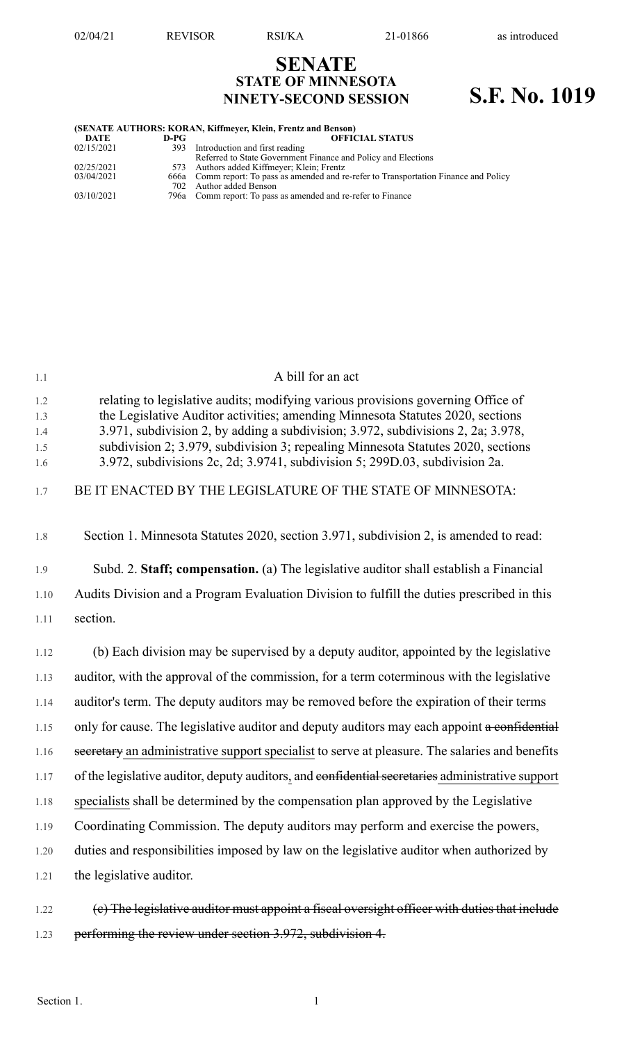# SENATE
## STATE OF MINNESOTA
## NINETY-SECOND SESSION

# S.F. No. 1019

**(SENATE AUTHORS: KORAN, Kiffmeyer, Klein, Frentz and Benson)**

| DATE | D-PG | OFFICIAL STATUS |
| --- | --- | --- |
| 02/15/2021 | 393 | Introduction and first reading<br>Referred to State Government Finance and Policy and Elections |
| 02/25/2021 | 573 | Authors added Kiffmeyer; Klein; Frentz |
| 03/04/2021 | 666a | Comm report: To pass as amended and re-refer to Transportation Finance and Policy |
| | 702 | Author added Benson |
| 03/10/2021 | 796a | Comm report: To pass as amended and re-refer to Finance |

A bill for an act

relating to legislative audits; modifying various provisions governing Office of the Legislative Auditor activities; amending Minnesota Statutes 2020, sections 3.971, subdivision 2, by adding a subdivision; 3.972, subdivisions 2, 2a; 3.978, subdivision 2; 3.979, subdivision 3; repealing Minnesota Statutes 2020, sections 3.972, subdivisions 2c, 2d; 3.9741, subdivision 5; 299D.03, subdivision 2a.

BE IT ENACTED BY THE LEGISLATURE OF THE STATE OF MINNESOTA:

Section 1. Minnesota Statutes 2020, section 3.971, subdivision 2, is amended to read:

Subd. 2. **Staff; compensation.** (a) The legislative auditor shall establish a Financial Audits Division and a Program Evaluation Division to fulfill the duties prescribed in this section.

(b) Each division may be supervised by a deputy auditor, appointed by the legislative auditor, with the approval of the commission, for a term coterminous with the legislative auditor's term. The deputy auditors may be removed before the expiration of their terms only for cause. The legislative auditor and deputy auditors may each appoint ~~a confidential secretary~~ an administrative support specialist to serve at pleasure. The salaries and benefits of the legislative auditor, deputy auditors, and ~~confidential secretaries~~ administrative support specialists shall be determined by the compensation plan approved by the Legislative Coordinating Commission. The deputy auditors may perform and exercise the powers, duties and responsibilities imposed by law on the legislative auditor when authorized by the legislative auditor.

~~(c) The legislative auditor must appoint a fiscal oversight officer with duties that include performing the review under section 3.972, subdivision 4.~~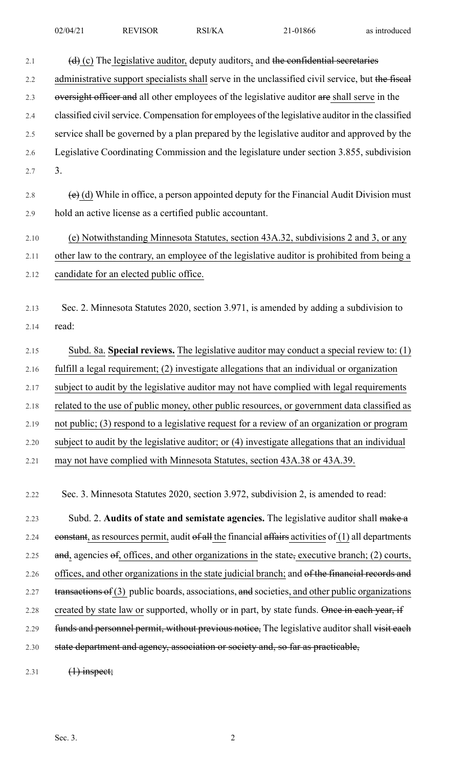~~(d)~~ (c) The legislative auditor, deputy auditors, and ~~the confidential secretaries~~ administrative support specialists shall serve in the unclassified civil service, but ~~the fiscal oversight officer and~~ all other employees of the legislative auditor ~~are~~ shall serve in the classified civil service. Compensation for employees of the legislative auditor in the classified service shall be governed by a plan prepared by the legislative auditor and approved by the Legislative Coordinating Commission and the legislature under section 3.855, subdivision 3.

~~(e)~~ (d) While in office, a person appointed deputy for the Financial Audit Division must hold an active license as a certified public accountant.

(e) Notwithstanding Minnesota Statutes, section 43A.32, subdivisions 2 and 3, or any other law to the contrary, an employee of the legislative auditor is prohibited from being a candidate for an elected public office.

Sec. 2. Minnesota Statutes 2020, section 3.971, is amended by adding a subdivision to read:

Subd. 8a. **Special reviews.** The legislative auditor may conduct a special review to: (1) fulfill a legal requirement; (2) investigate allegations that an individual or organization subject to audit by the legislative auditor may not have complied with legal requirements related to the use of public money, other public resources, or government data classified as not public; (3) respond to a legislative request for a review of an organization or program subject to audit by the legislative auditor; or (4) investigate allegations that an individual may not have complied with Minnesota Statutes, section 43A.38 or 43A.39.

Sec. 3. Minnesota Statutes 2020, section 3.972, subdivision 2, is amended to read:

Subd. 2. **Audits of state and semistate agencies.** The legislative auditor shall ~~make a constant~~, as resources permit, audit ~~of all~~ the financial ~~affairs~~ activities of (1) all departments ~~and~~, agencies ~~of~~, offices, and other organizations in the state~~,~~ executive branch; (2) courts, offices, and other organizations in the state judicial branch; and ~~of the financial records and transactions of~~ (3) public boards, associations, ~~and~~ societies, and other public organizations created by state law or supported, wholly or in part, by state funds. ~~Once in each year, if funds and personnel permit, without previous notice,~~ The legislative auditor shall ~~visit each state department and agency, association or society and, so far as practicable,~~

~~(1) inspect;~~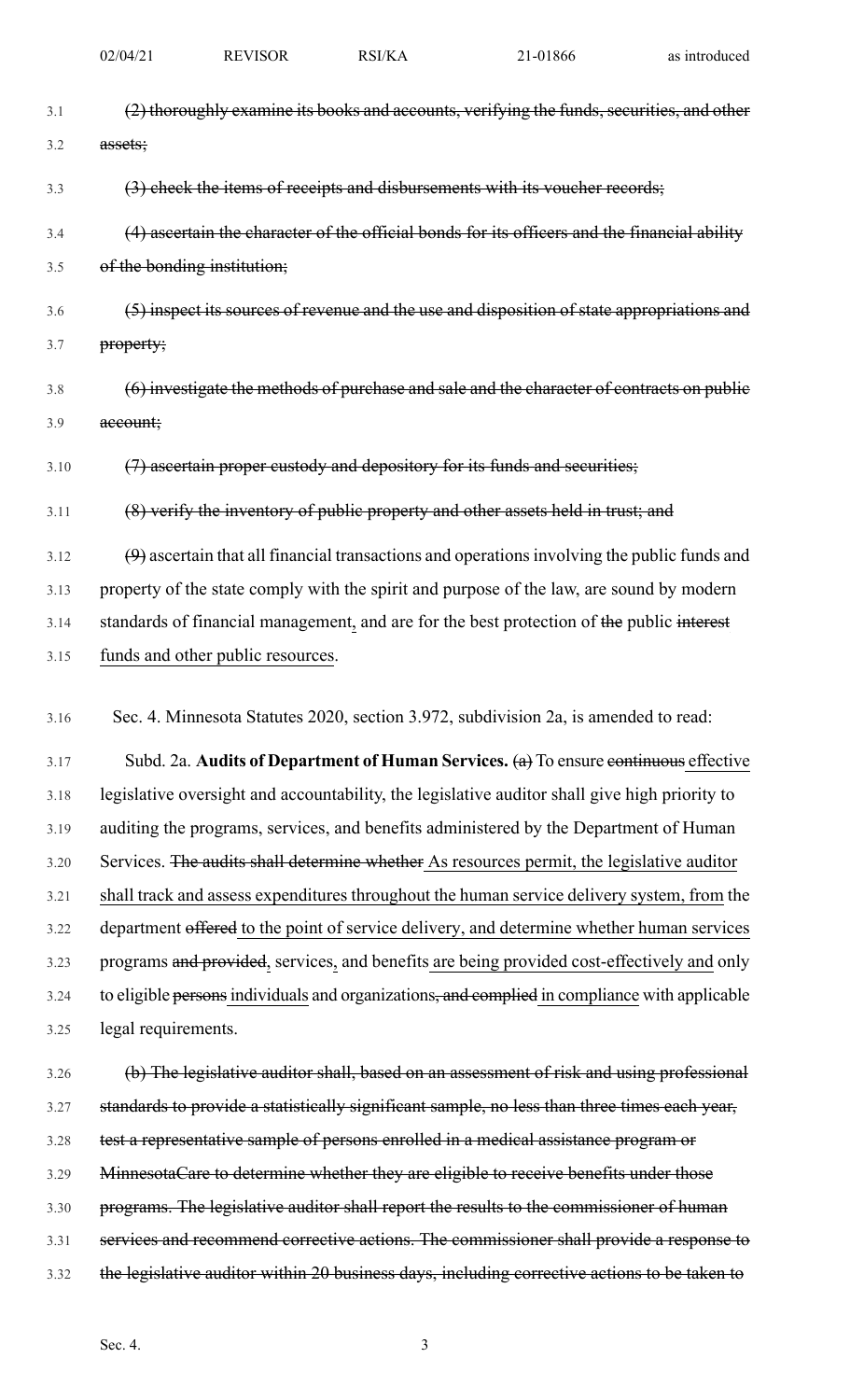(2) thoroughly examine its books and accounts, verifying the funds, securities, and other assets;

(3) check the items of receipts and disbursements with its voucher records;

(4) ascertain the character of the official bonds for its officers and the financial ability of the bonding institution;

(5) inspect its sources of revenue and the use and disposition of state appropriations and property;

(6) investigate the methods of purchase and sale and the character of contracts on public account;

(7) ascertain proper custody and depository for its funds and securities;

(8) verify the inventory of public property and other assets held in trust; and

(9) ascertain that all financial transactions and operations involving the public funds and property of the state comply with the spirit and purpose of the law, are sound by modern standards of financial management, and are for the best protection of the public interest funds and other public resources.

Sec. 4. Minnesota Statutes 2020, section 3.972, subdivision 2a, is amended to read:

Subd. 2a. **Audits of Department of Human Services.** (a) To ensure continuous effective legislative oversight and accountability, the legislative auditor shall give high priority to auditing the programs, services, and benefits administered by the Department of Human Services. The audits shall determine whether As resources permit, the legislative auditor shall track and assess expenditures throughout the human service delivery system, from the department offered to the point of service delivery, and determine whether human services programs and provided, services, and benefits are being provided cost-effectively and only to eligible persons individuals and organizations, and complied in compliance with applicable legal requirements.

(b) The legislative auditor shall, based on an assessment of risk and using professional standards to provide a statistically significant sample, no less than three times each year, test a representative sample of persons enrolled in a medical assistance program or MinnesotaCare to determine whether they are eligible to receive benefits under those programs. The legislative auditor shall report the results to the commissioner of human services and recommend corrective actions. The commissioner shall provide a response to the legislative auditor within 20 business days, including corrective actions to be taken to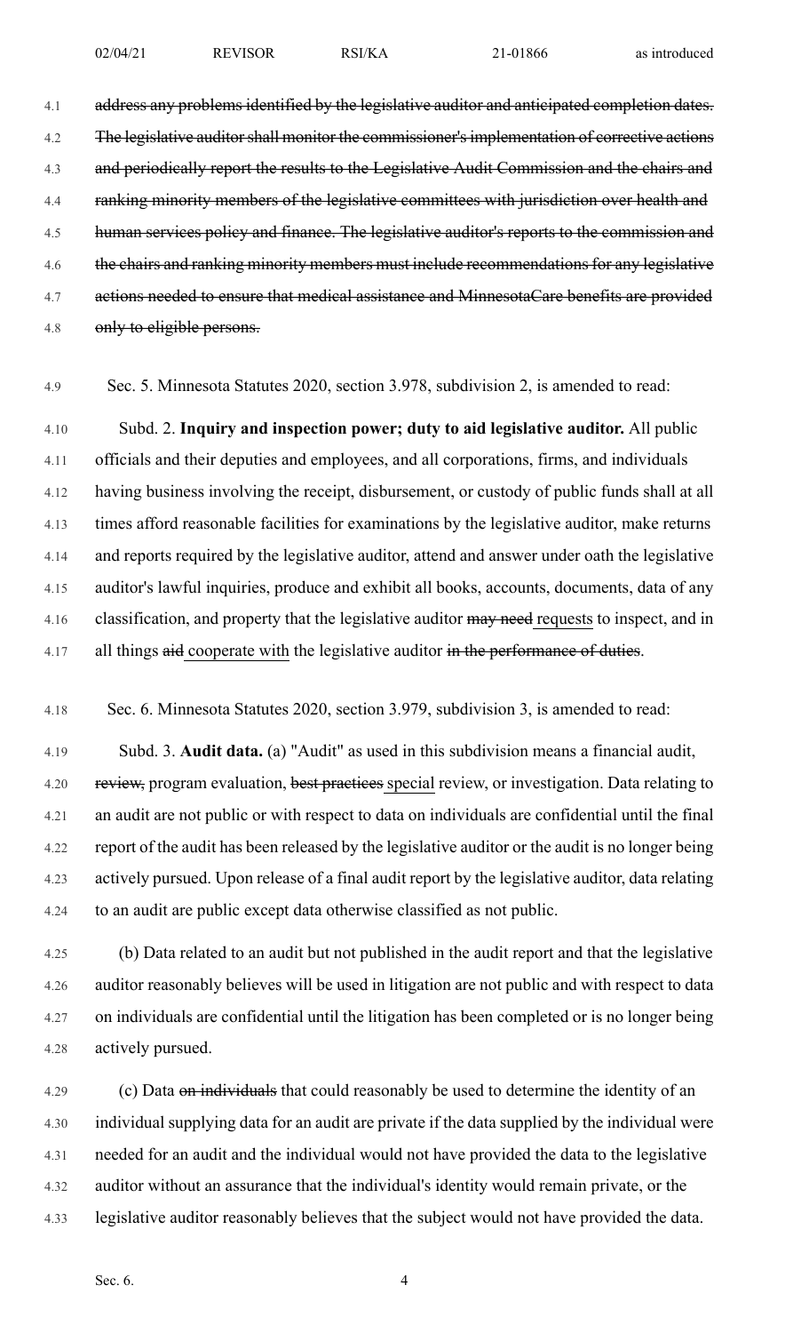~~address any problems identified by the legislative auditor and anticipated completion dates. The legislative auditor shall monitor the commissioner's implementation of corrective actions and periodically report the results to the Legislative Audit Commission and the chairs and ranking minority members of the legislative committees with jurisdiction over health and human services policy and finance. The legislative auditor's reports to the commission and the chairs and ranking minority members must include recommendations for any legislative actions needed to ensure that medical assistance and MinnesotaCare benefits are provided only to eligible persons.~~

Sec. 5. Minnesota Statutes 2020, section 3.978, subdivision 2, is amended to read:

Subd. 2. **Inquiry and inspection power; duty to aid legislative auditor.** All public officials and their deputies and employees, and all corporations, firms, and individuals having business involving the receipt, disbursement, or custody of public funds shall at all times afford reasonable facilities for examinations by the legislative auditor, make returns and reports required by the legislative auditor, attend and answer under oath the legislative auditor's lawful inquiries, produce and exhibit all books, accounts, documents, data of any classification, and property that the legislative auditor ~~may need~~ requests to inspect, and in all things ~~aid~~ cooperate with the legislative auditor ~~in the performance of duties~~.

Sec. 6. Minnesota Statutes 2020, section 3.979, subdivision 3, is amended to read:

Subd. 3. **Audit data.** (a) "Audit" as used in this subdivision means a financial audit, ~~review,~~ program evaluation, ~~best practices~~ special review, or investigation. Data relating to an audit are not public or with respect to data on individuals are confidential until the final report of the audit has been released by the legislative auditor or the audit is no longer being actively pursued. Upon release of a final audit report by the legislative auditor, data relating to an audit are public except data otherwise classified as not public.

(b) Data related to an audit but not published in the audit report and that the legislative auditor reasonably believes will be used in litigation are not public and with respect to data on individuals are confidential until the litigation has been completed or is no longer being actively pursued.

(c) Data ~~on individuals~~ that could reasonably be used to determine the identity of an individual supplying data for an audit are private if the data supplied by the individual were needed for an audit and the individual would not have provided the data to the legislative auditor without an assurance that the individual's identity would remain private, or the legislative auditor reasonably believes that the subject would not have provided the data.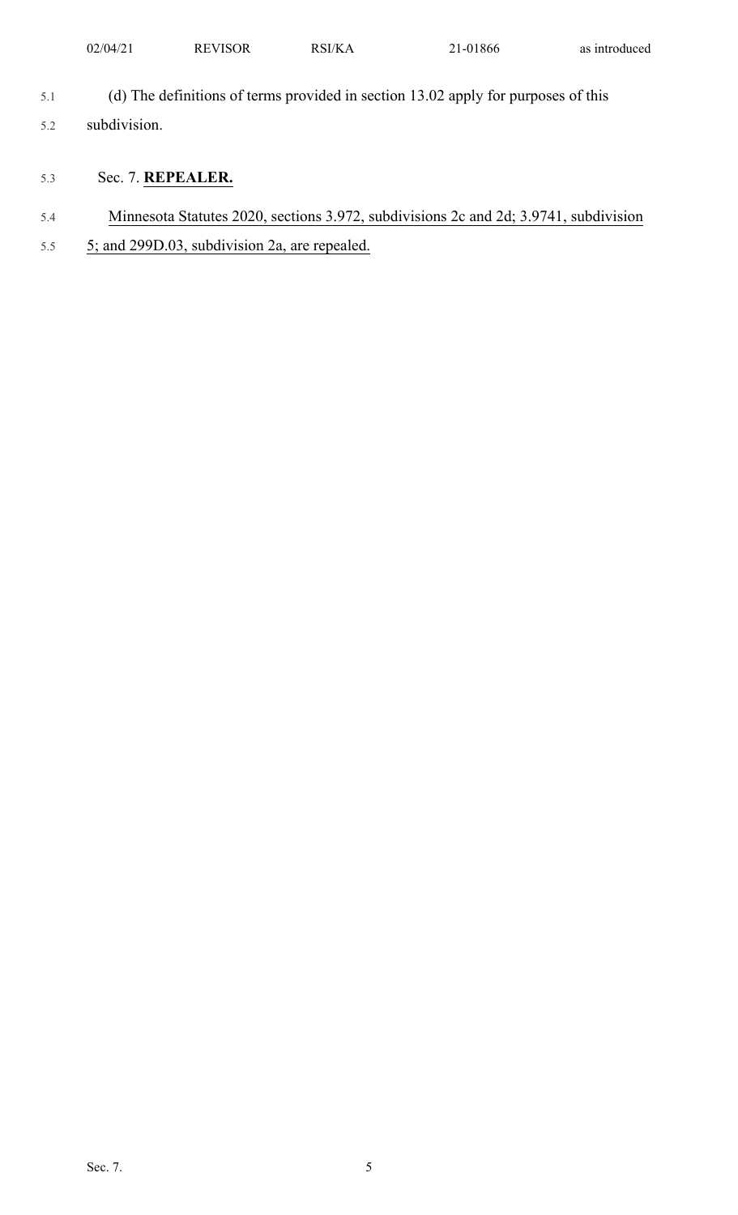(d) The definitions of terms provided in section 13.02 apply for purposes of this subdivision.

Sec. 7. **REPEALER.**

Minnesota Statutes 2020, sections 3.972, subdivisions 2c and 2d; 3.9741, subdivision 5; and 299D.03, subdivision 2a, are repealed.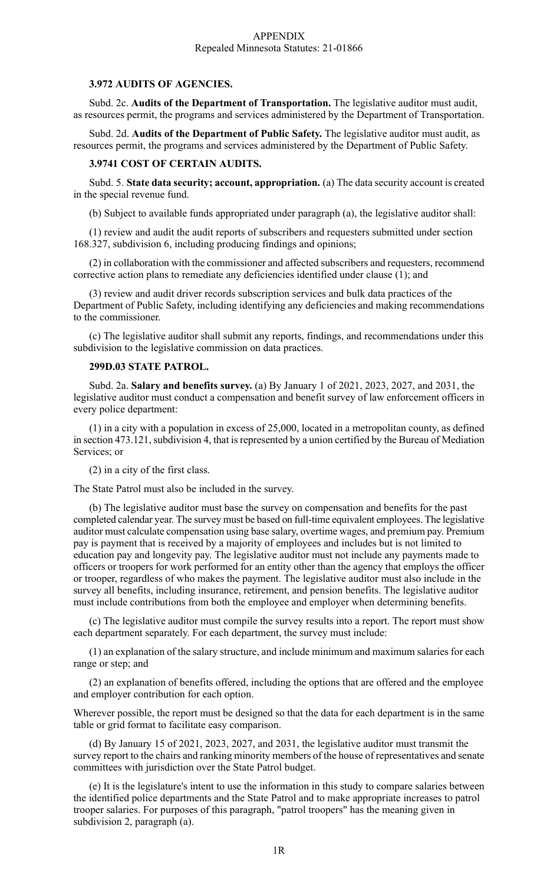APPENDIX
Repealed Minnesota Statutes: 21-01866

**3.972 AUDITS OF AGENCIES.**

Subd. 2c. **Audits of the Department of Transportation.** The legislative auditor must audit, as resources permit, the programs and services administered by the Department of Transportation.

Subd. 2d. **Audits of the Department of Public Safety.** The legislative auditor must audit, as resources permit, the programs and services administered by the Department of Public Safety.

**3.9741 COST OF CERTAIN AUDITS.**

Subd. 5. **State data security; account, appropriation.** (a) The data security account is created in the special revenue fund.

(b) Subject to available funds appropriated under paragraph (a), the legislative auditor shall:

(1) review and audit the audit reports of subscribers and requesters submitted under section 168.327, subdivision 6, including producing findings and opinions;

(2) in collaboration with the commissioner and affected subscribers and requesters, recommend corrective action plans to remediate any deficiencies identified under clause (1); and

(3) review and audit driver records subscription services and bulk data practices of the Department of Public Safety, including identifying any deficiencies and making recommendations to the commissioner.

(c) The legislative auditor shall submit any reports, findings, and recommendations under this subdivision to the legislative commission on data practices.

**299D.03 STATE PATROL.**

Subd. 2a. **Salary and benefits survey.** (a) By January 1 of 2021, 2023, 2027, and 2031, the legislative auditor must conduct a compensation and benefit survey of law enforcement officers in every police department:

(1) in a city with a population in excess of 25,000, located in a metropolitan county, as defined in section 473.121, subdivision 4, that is represented by a union certified by the Bureau of Mediation Services; or

(2) in a city of the first class.

The State Patrol must also be included in the survey.

(b) The legislative auditor must base the survey on compensation and benefits for the past completed calendar year. The survey must be based on full-time equivalent employees. The legislative auditor must calculate compensation using base salary, overtime wages, and premium pay. Premium pay is payment that is received by a majority of employees and includes but is not limited to education pay and longevity pay. The legislative auditor must not include any payments made to officers or troopers for work performed for an entity other than the agency that employs the officer or trooper, regardless of who makes the payment. The legislative auditor must also include in the survey all benefits, including insurance, retirement, and pension benefits. The legislative auditor must include contributions from both the employee and employer when determining benefits.

(c) The legislative auditor must compile the survey results into a report. The report must show each department separately. For each department, the survey must include:

(1) an explanation of the salary structure, and include minimum and maximum salaries for each range or step; and

(2) an explanation of benefits offered, including the options that are offered and the employee and employer contribution for each option.

Wherever possible, the report must be designed so that the data for each department is in the same table or grid format to facilitate easy comparison.

(d) By January 15 of 2021, 2023, 2027, and 2031, the legislative auditor must transmit the survey report to the chairs and ranking minority members of the house of representatives and senate committees with jurisdiction over the State Patrol budget.

(e) It is the legislature's intent to use the information in this study to compare salaries between the identified police departments and the State Patrol and to make appropriate increases to patrol trooper salaries. For purposes of this paragraph, "patrol troopers" has the meaning given in subdivision 2, paragraph (a).